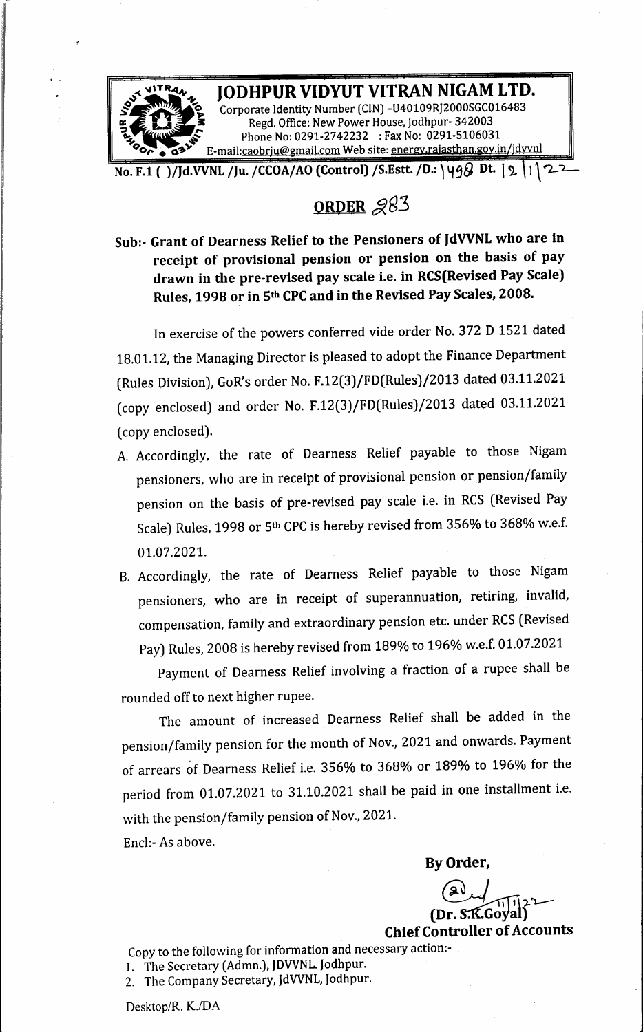# JODHPUR VIDYUT VITRAN NIGAM LTD.

Corporate Identity Number (CIN) -U40109RJ2000SGC016483
Regd. Office: New Power House, Jodhpur- 342003
Phone No: 0291-2742232 : Fax No: 0291-5106031
E-mail:caobrju@gmail.com Web site: energy.rajasthan.gov.in/jdvvnl

No. F.1 ( )/Jd.VVNL /Ju. /CCOA/AO (Control) /S.Estt. /D.: 1498 Dt. 12/11/22

## ORDER 283

**Sub:- Grant of Dearness Relief to the Pensioners of JdVVNL who are in receipt of provisional pension or pension on the basis of pay drawn in the pre-revised pay scale i.e. in RCS(Revised Pay Scale) Rules, 1998 or in 5th CPC and in the Revised Pay Scales, 2008.**

In exercise of the powers conferred vide order No. 372 D 1521 dated 18.01.12, the Managing Director is pleased to adopt the Finance Department (Rules Division), GoR's order No. F.12(3)/FD(Rules)/2013 dated 03.11.2021 (copy enclosed) and order No. F.12(3)/FD(Rules)/2013 dated 03.11.2021 (copy enclosed).

A. Accordingly, the rate of Dearness Relief payable to those Nigam pensioners, who are in receipt of provisional pension or pension/family pension on the basis of pre-revised pay scale i.e. in RCS (Revised Pay Scale) Rules, 1998 or 5th CPC is hereby revised from 356% to 368% w.e.f. 01.07.2021.

B. Accordingly, the rate of Dearness Relief payable to those Nigam pensioners, who are in receipt of superannuation, retiring, invalid, compensation, family and extraordinary pension etc. under RCS (Revised Pay) Rules, 2008 is hereby revised from 189% to 196% w.e.f. 01.07.2021

Payment of Dearness Relief involving a fraction of a rupee shall be rounded off to next higher rupee.

The amount of increased Dearness Relief shall be added in the pension/family pension for the month of Nov., 2021 and onwards. Payment of arrears of Dearness Relief i.e. 356% to 368% or 189% to 196% for the period from 01.07.2021 to 31.10.2021 shall be paid in one installment i.e. with the pension/family pension of Nov., 2021.

Encl:- As above.

**By Order,**

11/11/22

**(Dr. S.K.Goyal)**
**Chief Controller of Accounts**

Copy to the following for information and necessary action:-

1. The Secretary (Admn.), JDVVNL. Jodhpur.
2. The Company Secretary, JdVVNL, Jodhpur.

Desktop/R. K./DA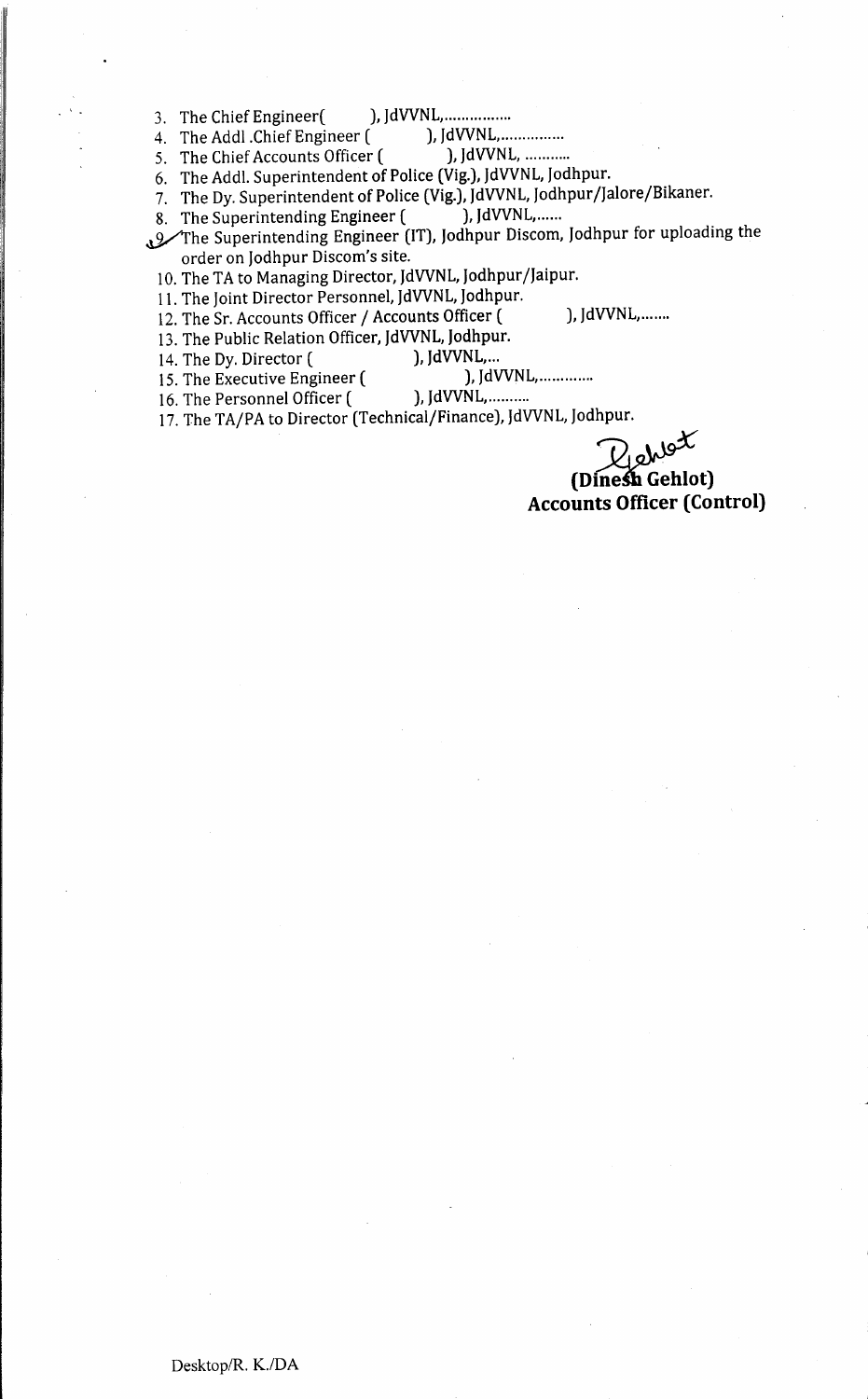3. The Chief Engineer(     ), JdVVNL,...............
4. The Addl .Chief Engineer (     ), JdVVNL,...............
5. The Chief Accounts Officer (     ), JdVVNL, ...........
6. The Addl. Superintendent of Police (Vig.), JdVVNL, Jodhpur.
7. The Dy. Superintendent of Police (Vig.), JdVVNL, Jodhpur/Jalore/Bikaner.
8. The Superintending Engineer (     ), JdVVNL,......
9. The Superintending Engineer (IT), Jodhpur Discom, Jodhpur for uploading the order on Jodhpur Discom's site.
10. The TA to Managing Director, JdVVNL, Jodhpur/Jaipur.
11. The Joint Director Personnel, JdVVNL, Jodhpur.
12. The Sr. Accounts Officer / Accounts Officer (     ), JdVVNL,.......
13. The Public Relation Officer, JdVVNL, Jodhpur.
14. The Dy. Director (     ), JdVVNL,...
15. The Executive Engineer (     ), JdVVNL,.............
16. The Personnel Officer (     ), JdVVNL,..........
17. The TA/PA to Director (Technical/Finance), JdVVNL, Jodhpur.

Gehlot

**(Dinesh Gehlot)**
**Accounts Officer (Control)**

Desktop/R. K./DA